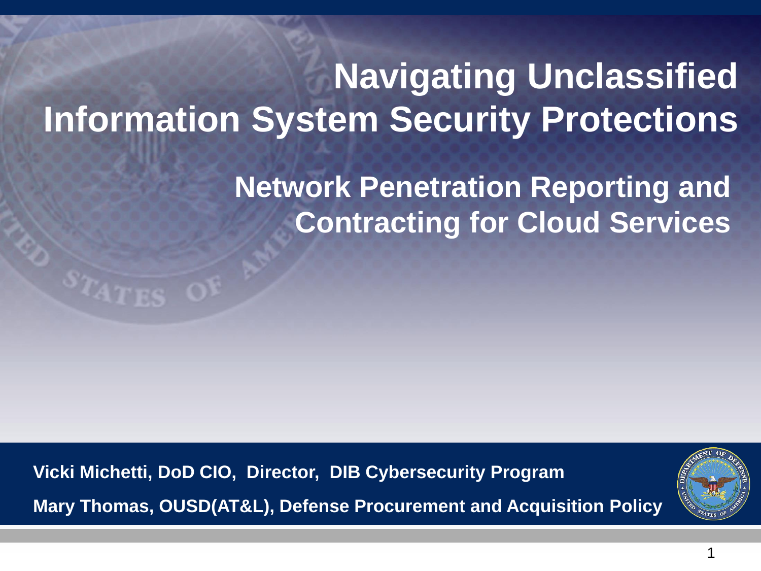# Navigating Unclassified Information System Security Protections

## Network Penetration Reporting and Contracting for Cloud Services

**Vicki Michetti, DoD CIO, Director, DIB Cybersecurity Program**

**Mary Thomas, OUSD(AT&L), Defense Procurement and Acquisition Policy**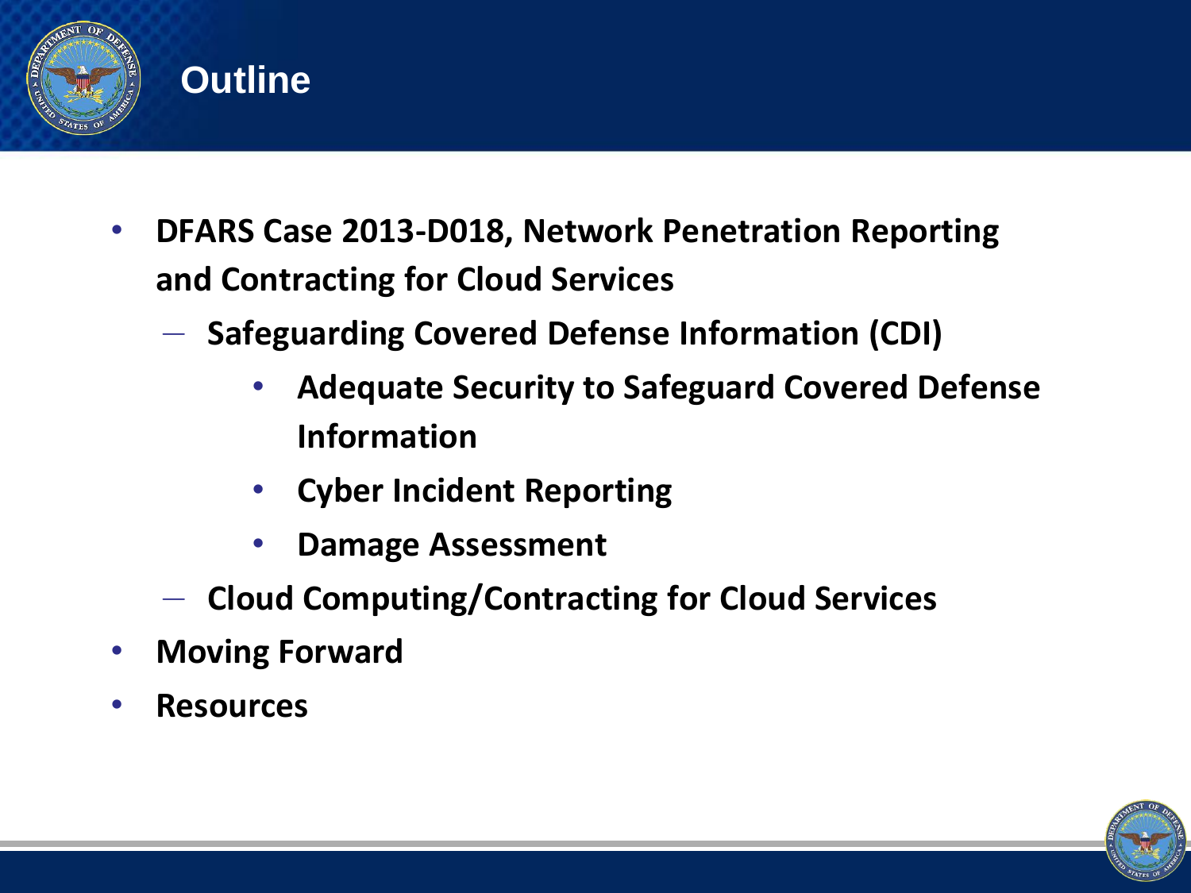# Outline

- **DFARS Case 2013-D018, Network Penetration Reporting and Contracting for Cloud Services**
  - **Safeguarding Covered Defense Information (CDI)**
    - **Adequate Security to Safeguard Covered Defense Information**
    - **Cyber Incident Reporting**
    - **Damage Assessment**
  - **Cloud Computing/Contracting for Cloud Services**
- **Moving Forward**
- **Resources**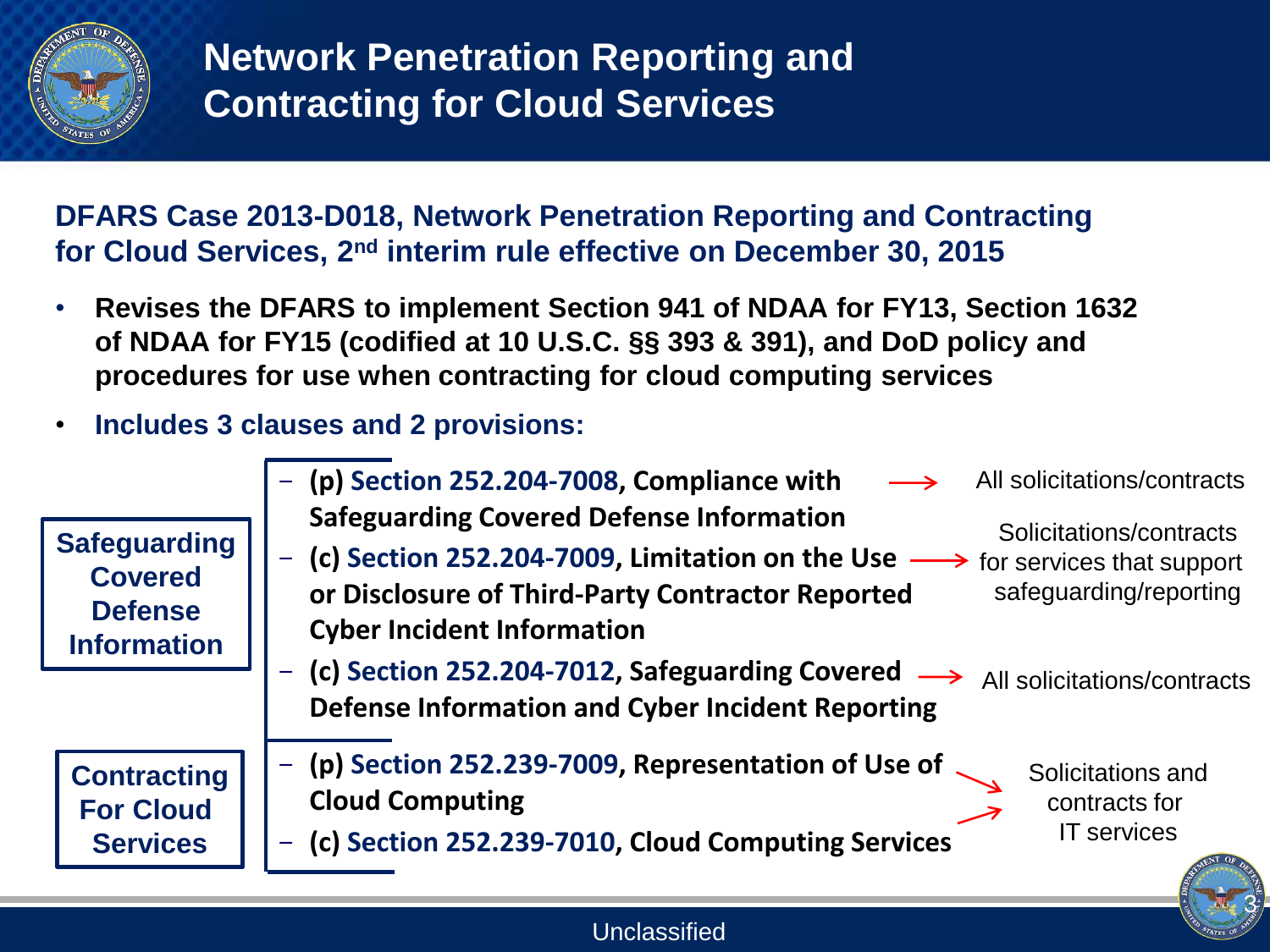# Network Penetration Reporting and Contracting for Cloud Services

## DFARS Case 2013-D018, Network Penetration Reporting and Contracting for Cloud Services, 2nd interim rule effective on December 30, 2015

- **Revises the DFARS to implement Section 941 of NDAA for FY13, Section 1632 of NDAA for FY15 (codified at 10 U.S.C. §§ 393 & 391), and DoD policy and procedures for use when contracting for cloud computing services**
- **Includes 3 clauses and 2 provisions:**

**Safeguarding Covered Defense Information**

- **(p) Section 252.204-7008, Compliance with Safeguarding Covered Defense Information** → All solicitations/contracts
- **(c) Section 252.204-7009, Limitation on the Use or Disclosure of Third-Party Contractor Reported Cyber Incident Information** → Solicitations/contracts for services that support safeguarding/reporting
- **(c) Section 252.204-7012, Safeguarding Covered Defense Information and Cyber Incident Reporting** → All solicitations/contracts

**Contracting For Cloud Services**

- **(p) Section 252.239-7009, Representation of Use of Cloud Computing**
- **(c) Section 252.239-7010, Cloud Computing Services**

→ Solicitations and contracts for IT services

Unclassified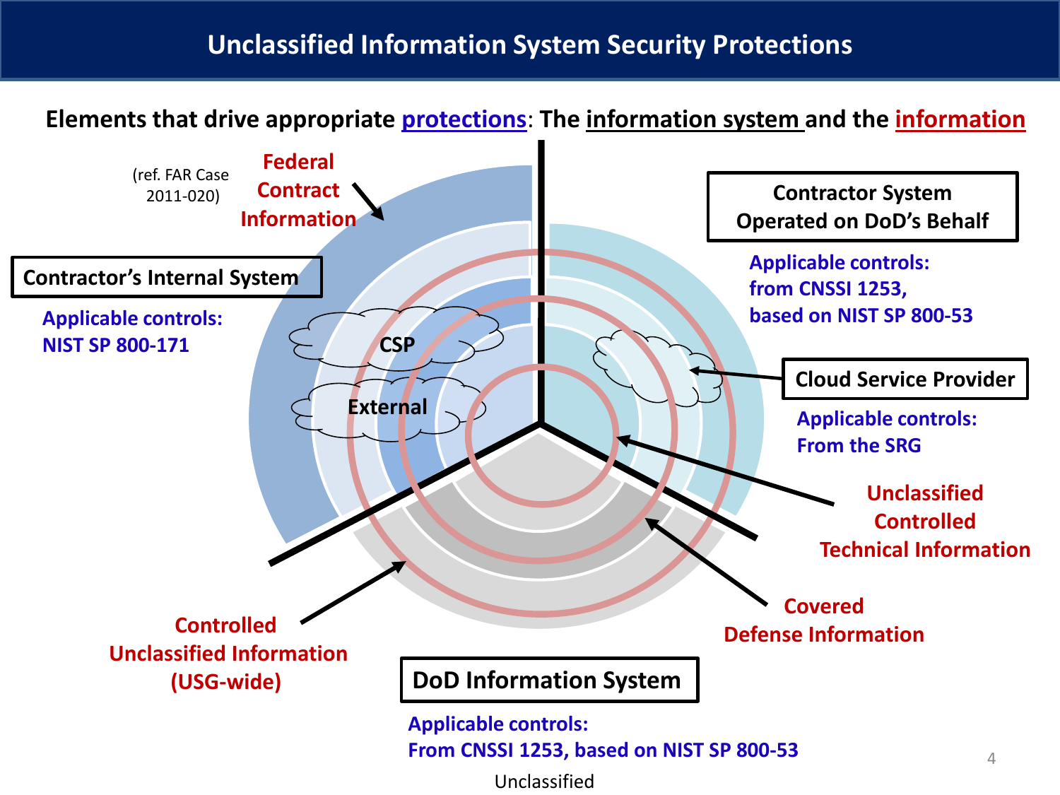# Unclassified Information System Security Protections

**Elements that drive appropriate protections: The information system and the information**

(ref. FAR Case 2011-020)

**Federal Contract Information**

**Contractor's Internal System**

Applicable controls: NIST SP 800-171

**Contractor System Operated on DoD's Behalf**

Applicable controls: from CNSSI 1253, based on NIST SP 800-53

**Cloud Service Provider**

Applicable controls: From the SRG

CSP

External

**Unclassified Controlled Technical Information**

**Covered Defense Information**

**Controlled Unclassified Information (USG-wide)**

**DoD Information System**

Applicable controls: From CNSSI 1253, based on NIST SP 800-53

Unclassified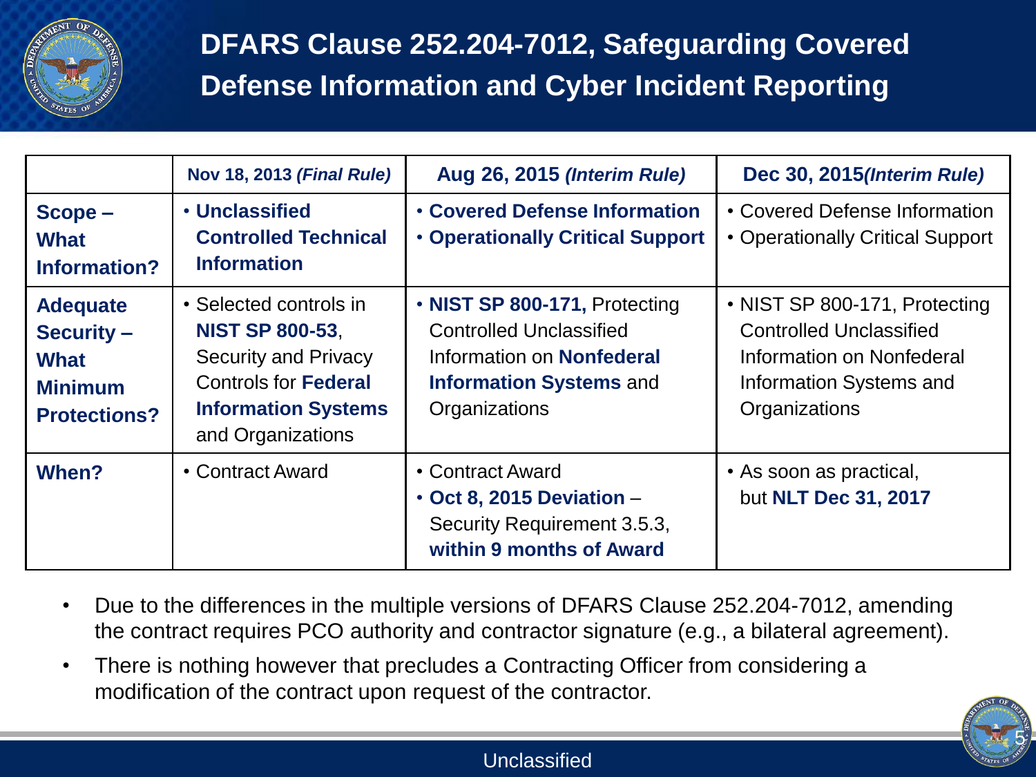# DFARS Clause 252.204-7012, Safeguarding Covered Defense Information and Cyber Incident Reporting

| | Nov 18, 2013 *(Final Rule)* | Aug 26, 2015 *(Interim Rule)* | Dec 30, 2015*(Interim Rule)* |
|---|---|---|---|
| **Scope – What Information?** | • **Unclassified Controlled Technical Information** | • **Covered Defense Information**<br>• **Operationally Critical Support** | • Covered Defense Information<br>• Operationally Critical Support |
| **Adequate Security – What Minimum Protections?** | • Selected controls in **NIST SP 800-53**, Security and Privacy Controls for **Federal Information Systems** and Organizations | • **NIST SP 800-171,** Protecting Controlled Unclassified Information on **Nonfederal Information Systems** and Organizations | • NIST SP 800-171, Protecting Controlled Unclassified Information on Nonfederal Information Systems and Organizations |
| **When?** | • Contract Award | • Contract Award<br>• **Oct 8, 2015 Deviation** – Security Requirement 3.5.3, **within 9 months of Award** | • As soon as practical, but **NLT Dec 31, 2017** |

- Due to the differences in the multiple versions of DFARS Clause 252.204-7012, amending the contract requires PCO authority and contractor signature (e.g., a bilateral agreement).
- There is nothing however that precludes a Contracting Officer from considering a modification of the contract upon request of the contractor.

Unclassified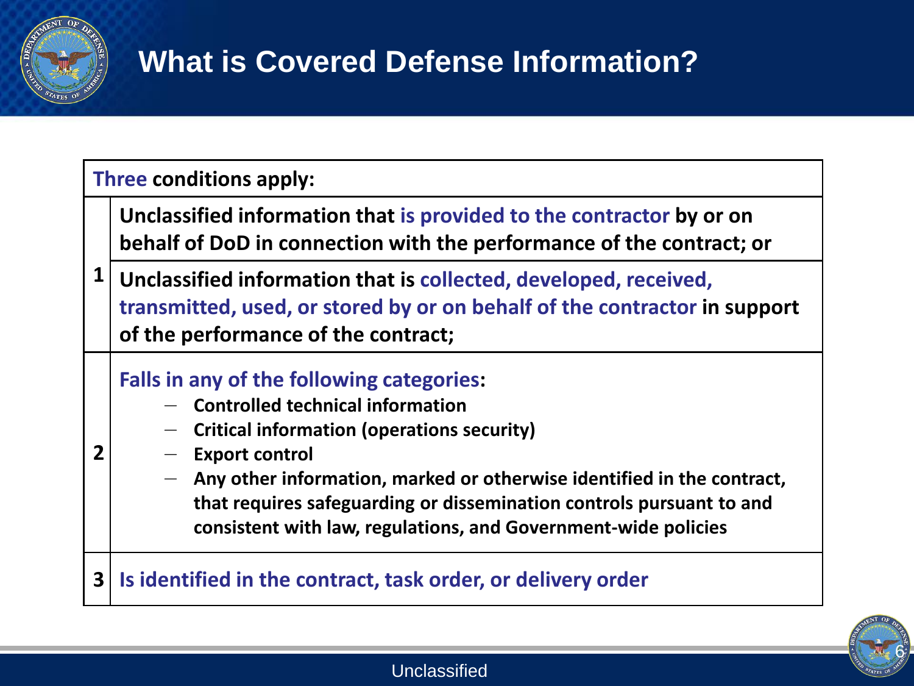# What is Covered Defense Information?

| | |
|---|---|
| **Three conditions apply:** | |
| **1** | **Unclassified information that is provided to the contractor by or on behalf of DoD in connection with the performance of the contract; or** |
| | **Unclassified information that is collected, developed, received, transmitted, used, or stored by or on behalf of the contractor in support of the performance of the contract;** |
| **2** | **Falls in any of the following categories:** <br> – **Controlled technical information** <br> – **Critical information (operations security)** <br> – **Export control** <br> – **Any other information, marked or otherwise identified in the contract, that requires safeguarding or dissemination controls pursuant to and consistent with law, regulations, and Government-wide policies** |
| **3** | **Is identified in the contract, task order, or delivery order** |

Unclassified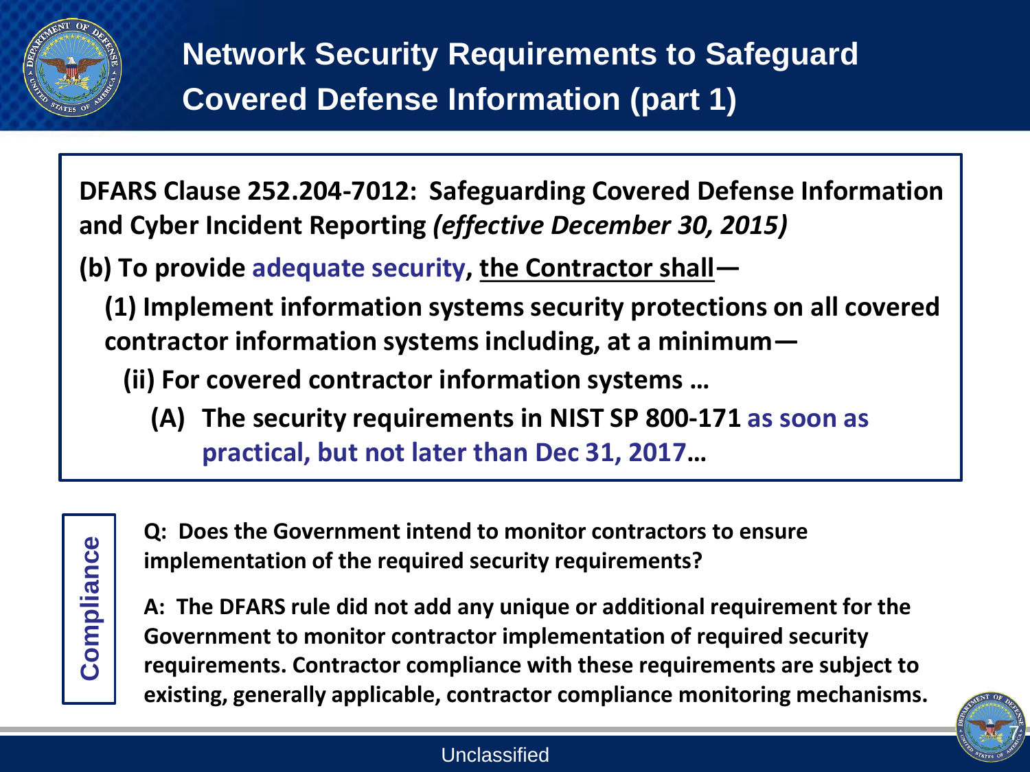# Network Security Requirements to Safeguard Covered Defense Information (part 1)

**DFARS Clause 252.204-7012: Safeguarding Covered Defense Information and Cyber Incident Reporting *(effective December 30, 2015)***

**(b) To provide adequate security, the Contractor shall—**

**(1) Implement information systems security protections on all covered contractor information systems including, at a minimum—**

**(ii) For covered contractor information systems …**

**(A) The security requirements in NIST SP 800-171 as soon as practical, but not later than Dec 31, 2017…**

## Compliance

**Q: Does the Government intend to monitor contractors to ensure implementation of the required security requirements?**

**A: The DFARS rule did not add any unique or additional requirement for the Government to monitor contractor implementation of required security requirements. Contractor compliance with these requirements are subject to existing, generally applicable, contractor compliance monitoring mechanisms.**

Unclassified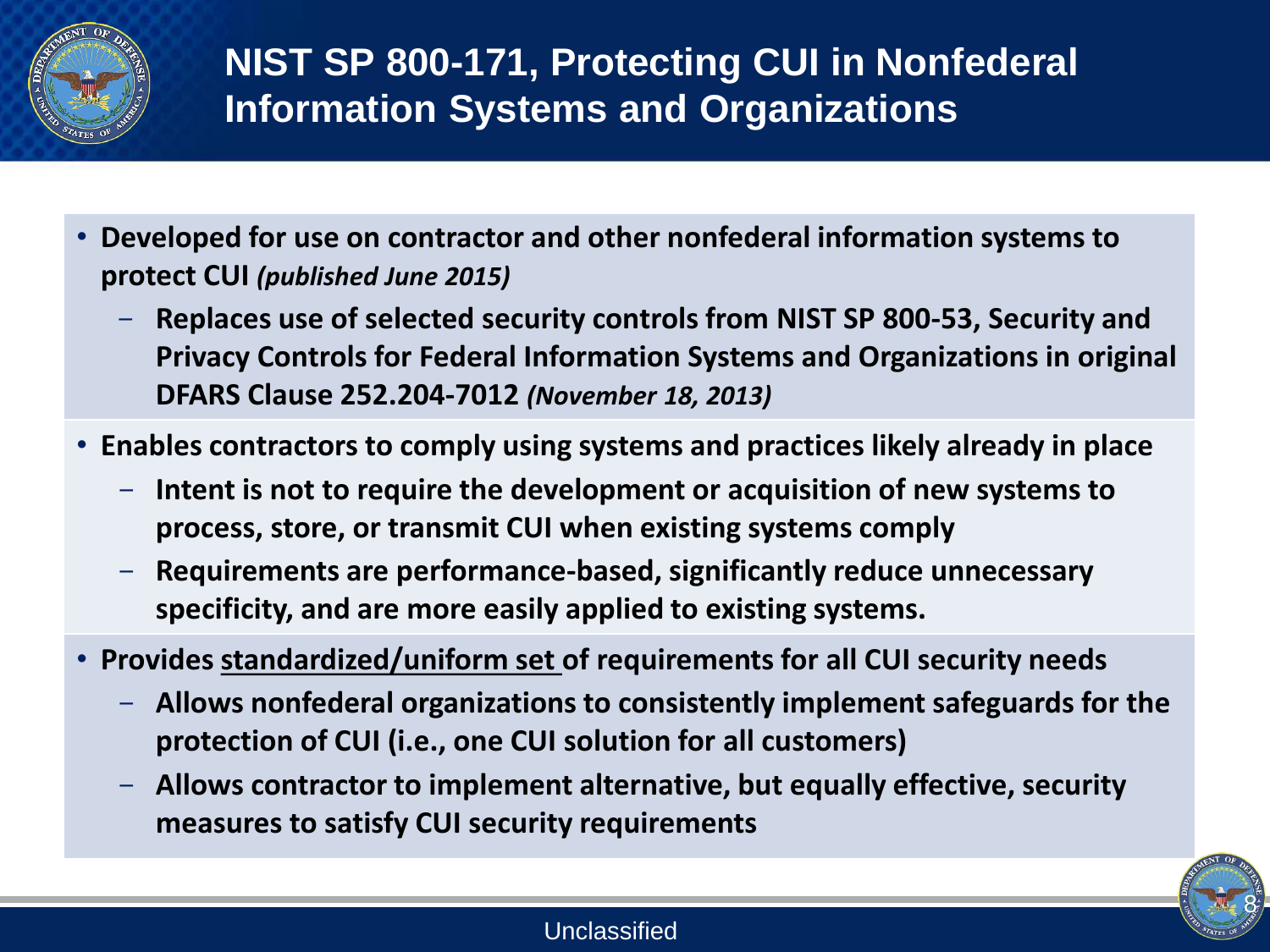# NIST SP 800-171, Protecting CUI in Nonfederal Information Systems and Organizations

- **Developed for use on contractor and other nonfederal information systems to protect CUI *(published June 2015)***
  - **Replaces use of selected security controls from NIST SP 800-53, Security and Privacy Controls for Federal Information Systems and Organizations in original DFARS Clause 252.204-7012 *(November 18, 2013)***
- **Enables contractors to comply using systems and practices likely already in place**
  - **Intent is not to require the development or acquisition of new systems to process, store, or transmit CUI when existing systems comply**
  - **Requirements are performance-based, significantly reduce unnecessary specificity, and are more easily applied to existing systems.**
- **Provides <u>standardized/uniform set</u> of requirements for all CUI security needs**
  - **Allows nonfederal organizations to consistently implement safeguards for the protection of CUI (i.e., one CUI solution for all customers)**
  - **Allows contractor to implement alternative, but equally effective, security measures to satisfy CUI security requirements**

Unclassified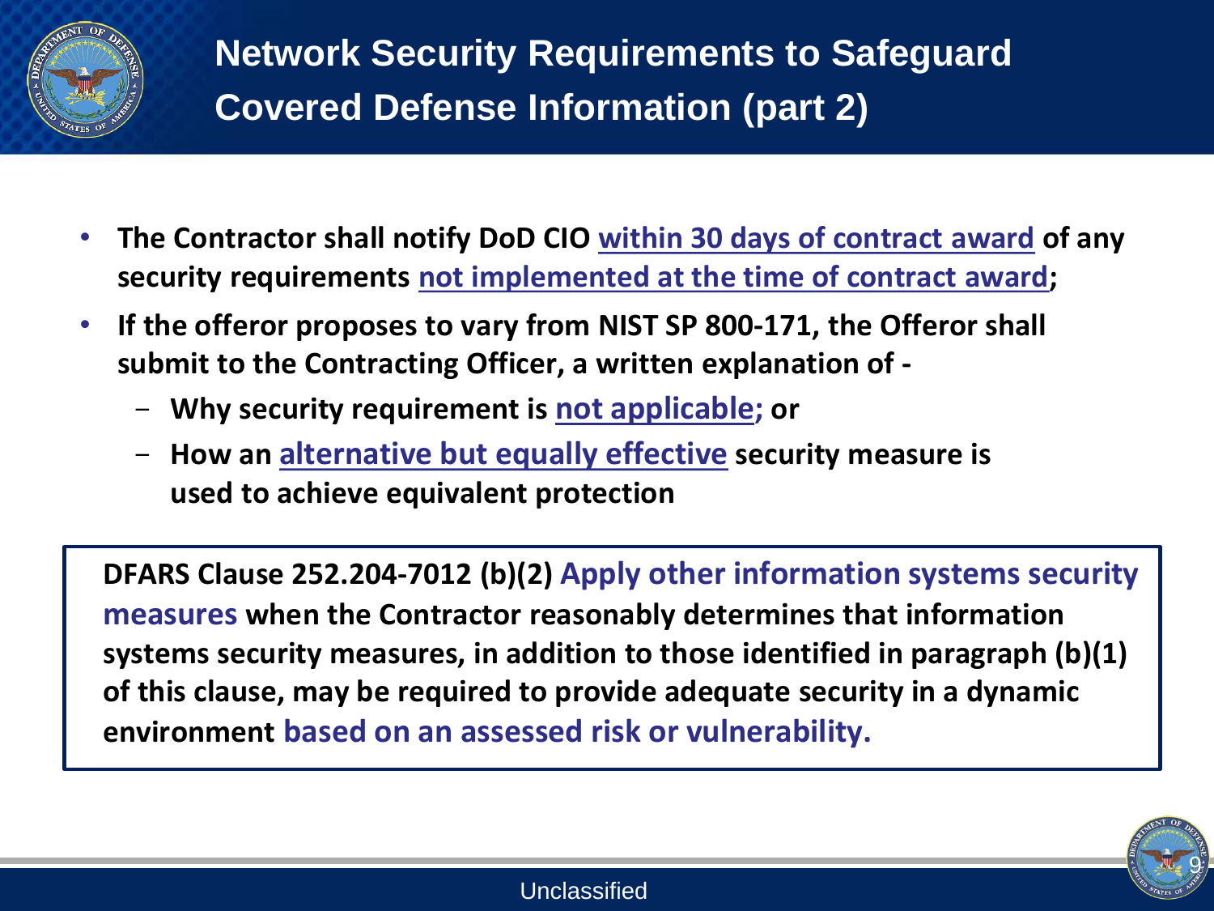# Network Security Requirements to Safeguard Covered Defense Information (part 2)

- **The Contractor shall notify DoD CIO within 30 days of contract award of any security requirements not implemented at the time of contract award;**
- **If the offeror proposes to vary from NIST SP 800-171, the Offeror shall submit to the Contracting Officer, a written explanation of -**
  - **Why security requirement is not applicable; or**
  - **How an alternative but equally effective security measure is used to achieve equivalent protection**

**DFARS Clause 252.204-7012 (b)(2) Apply other information systems security measures when the Contractor reasonably determines that information systems security measures, in addition to those identified in paragraph (b)(1) of this clause, may be required to provide adequate security in a dynamic environment based on an assessed risk or vulnerability.**

Unclassified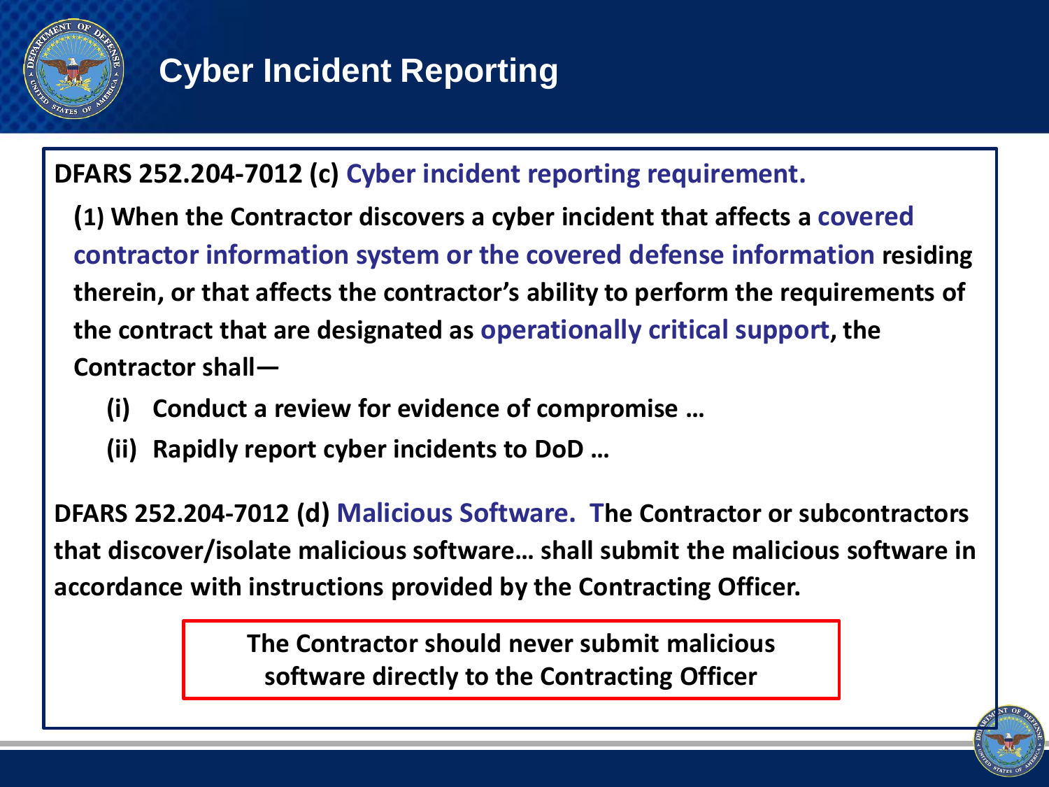# Cyber Incident Reporting

**DFARS 252.204-7012 (c) Cyber incident reporting requirement.**

**(1) When the Contractor discovers a cyber incident that affects a covered contractor information system or the covered defense information residing therein, or that affects the contractor's ability to perform the requirements of the contract that are designated as operationally critical support, the Contractor shall—**

- **(i) Conduct a review for evidence of compromise …**
- **(ii) Rapidly report cyber incidents to DoD …**

**DFARS 252.204-7012 (d) Malicious Software. The Contractor or subcontractors that discover/isolate malicious software… shall submit the malicious software in accordance with instructions provided by the Contracting Officer.**

**The Contractor should never submit malicious software directly to the Contracting Officer**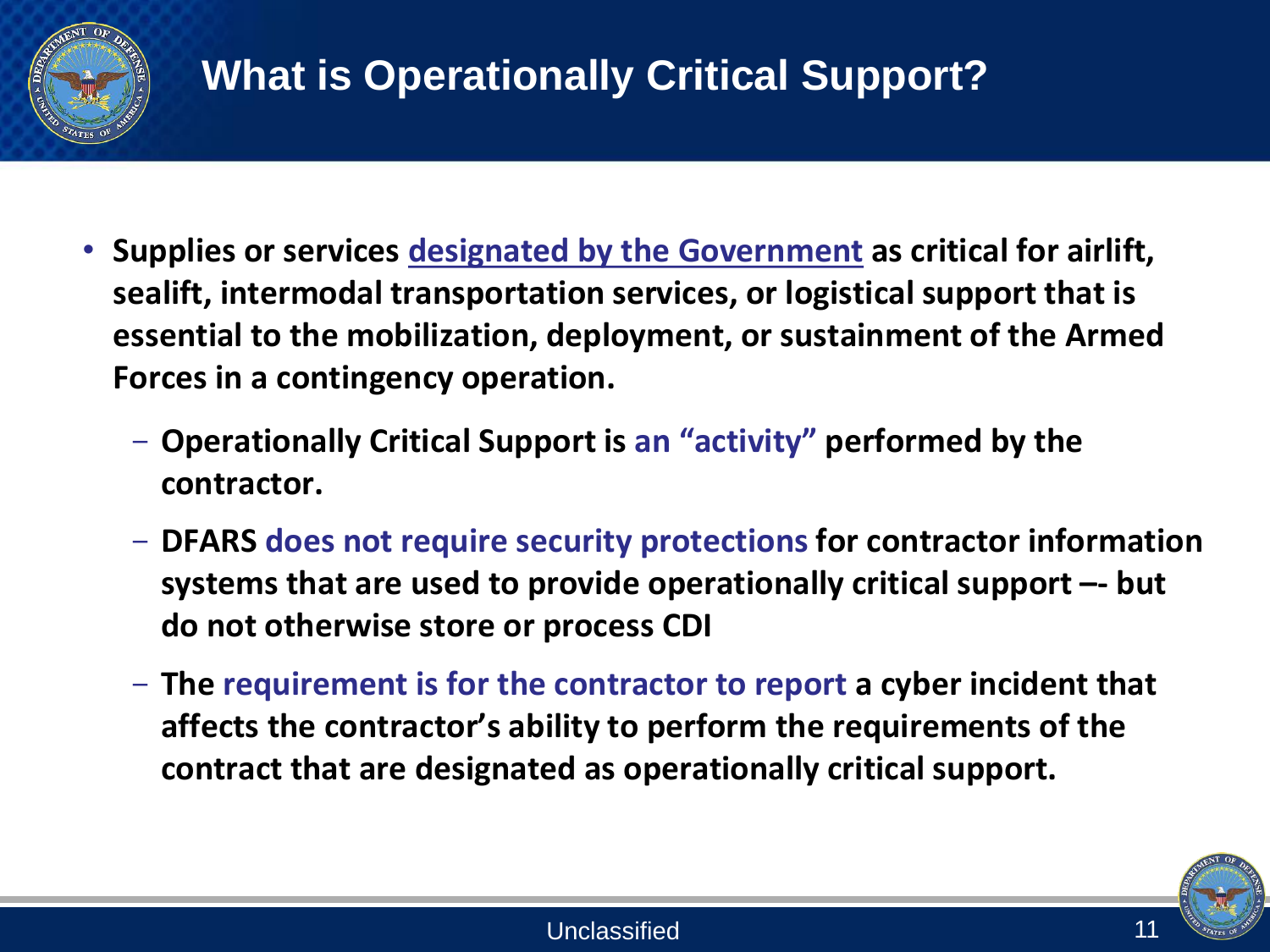# What is Operationally Critical Support?

- **Supplies or services designated by the Government as critical for airlift, sealift, intermodal transportation services, or logistical support that is essential to the mobilization, deployment, or sustainment of the Armed Forces in a contingency operation.**
  - **Operationally Critical Support is an "activity" performed by the contractor.**
  - **DFARS does not require security protections for contractor information systems that are used to provide operationally critical support –- but do not otherwise store or process CDI**
  - **The requirement is for the contractor to report a cyber incident that affects the contractor's ability to perform the requirements of the contract that are designated as operationally critical support.**

Unclassified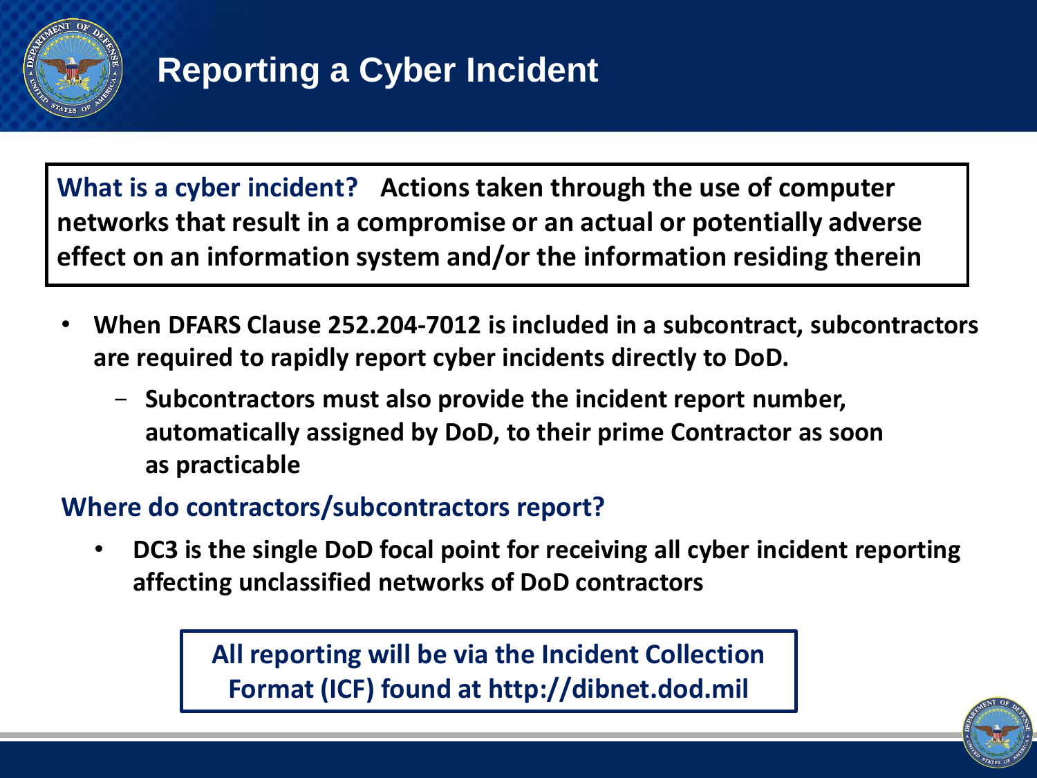# Reporting a Cyber Incident

**What is a cyber incident?** **Actions taken through the use of computer networks that result in a compromise or an actual or potentially adverse effect on an information system and/or the information residing therein**

- **When DFARS Clause 252.204-7012 is included in a subcontract, subcontractors are required to rapidly report cyber incidents directly to DoD.**
  - **Subcontractors must also provide the incident report number, automatically assigned by DoD, to their prime Contractor as soon as practicable**

## Where do contractors/subcontractors report?

- **DC3 is the single DoD focal point for receiving all cyber incident reporting affecting unclassified networks of DoD contractors**

**All reporting will be via the Incident Collection Format (ICF) found at http://dibnet.dod.mil**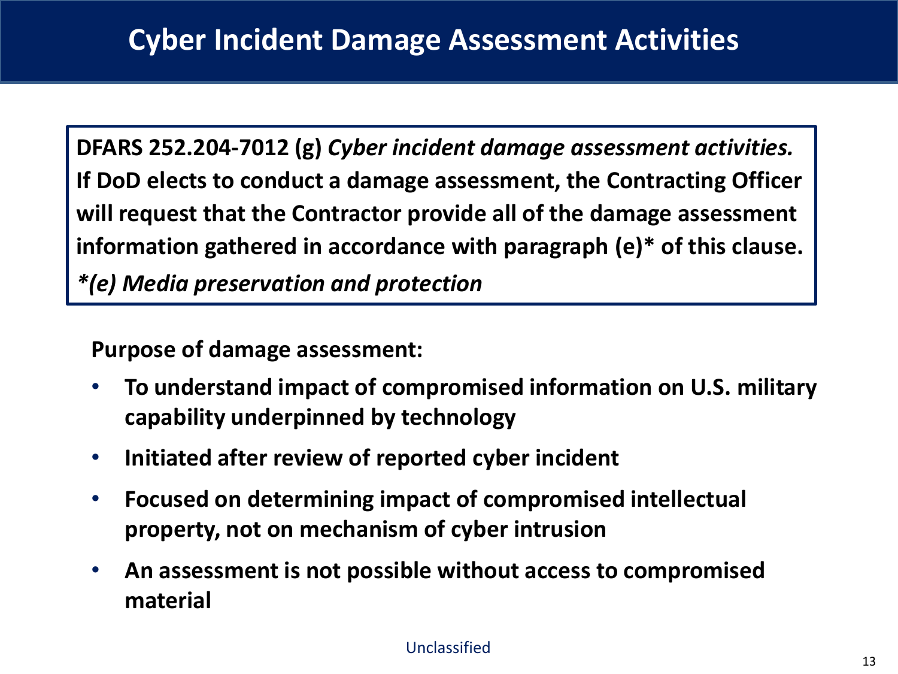# Cyber Incident Damage Assessment Activities

**DFARS 252.204-7012 (g)** ***Cyber incident damage assessment activities.*** **If DoD elects to conduct a damage assessment, the Contracting Officer will request that the Contractor provide all of the damage assessment information gathered in accordance with paragraph (e)* of this clause.**

***(e) Media preservation and protection**

**Purpose of damage assessment:**

- **To understand impact of compromised information on U.S. military capability underpinned by technology**
- **Initiated after review of reported cyber incident**
- **Focused on determining impact of compromised intellectual property, not on mechanism of cyber intrusion**
- **An assessment is not possible without access to compromised material**

Unclassified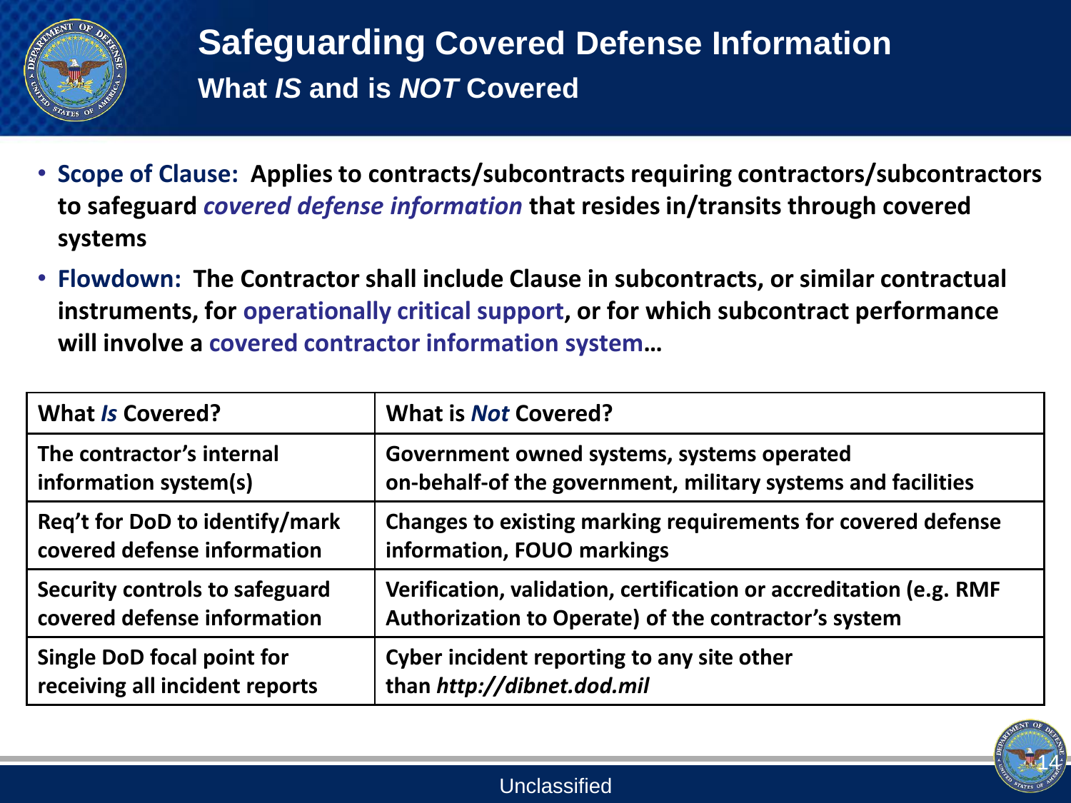# Safeguarding Covered Defense Information

## What *IS* and is *NOT* Covered

- **Scope of Clause: Applies to contracts/subcontracts requiring contractors/subcontractors to safeguard *covered defense information* that resides in/transits through covered systems**
- **Flowdown: The Contractor shall include Clause in subcontracts, or similar contractual instruments, for operationally critical support, or for which subcontract performance will involve a covered contractor information system…**

| What *Is* Covered? | What is *Not* Covered? |
|---|---|
| The contractor's internal information system(s) | Government owned systems, systems operated on-behalf-of the government, military systems and facilities |
| Req't for DoD to identify/mark covered defense information | Changes to existing marking requirements for covered defense information, FOUO markings |
| Security controls to safeguard covered defense information | Verification, validation, certification or accreditation (e.g. RMF Authorization to Operate) of the contractor's system |
| Single DoD focal point for receiving all incident reports | Cyber incident reporting to any site other than *http://dibnet.dod.mil* |

Unclassified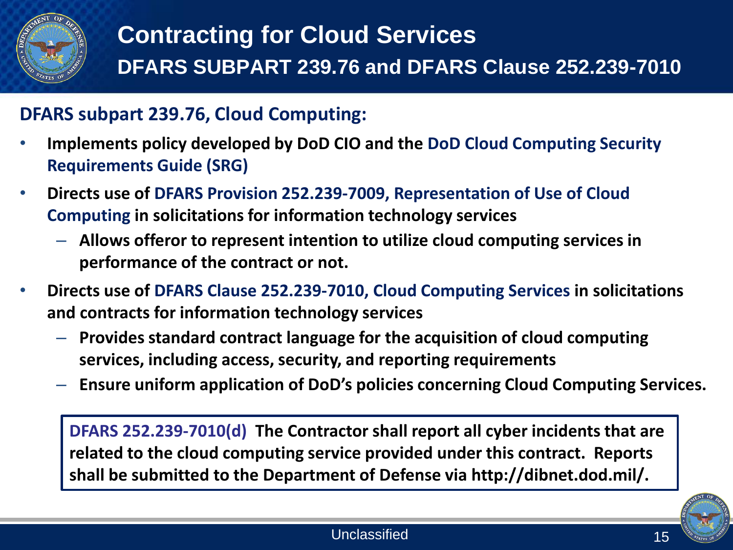# Contracting for Cloud Services

## DFARS SUBPART 239.76 and DFARS Clause 252.239-7010

### DFARS subpart 239.76, Cloud Computing:

- **Implements policy developed by DoD CIO and the DoD Cloud Computing Security Requirements Guide (SRG)**
- **Directs use of DFARS Provision 252.239-7009, Representation of Use of Cloud Computing in solicitations for information technology services**
  - **Allows offeror to represent intention to utilize cloud computing services in performance of the contract or not.**
- **Directs use of DFARS Clause 252.239-7010, Cloud Computing Services in solicitations and contracts for information technology services**
  - **Provides standard contract language for the acquisition of cloud computing services, including access, security, and reporting requirements**
  - **Ensure uniform application of DoD's policies concerning Cloud Computing Services.**

> **DFARS 252.239-7010(d) The Contractor shall report all cyber incidents that are related to the cloud computing service provided under this contract. Reports shall be submitted to the Department of Defense via http://dibnet.dod.mil/.**

Unclassified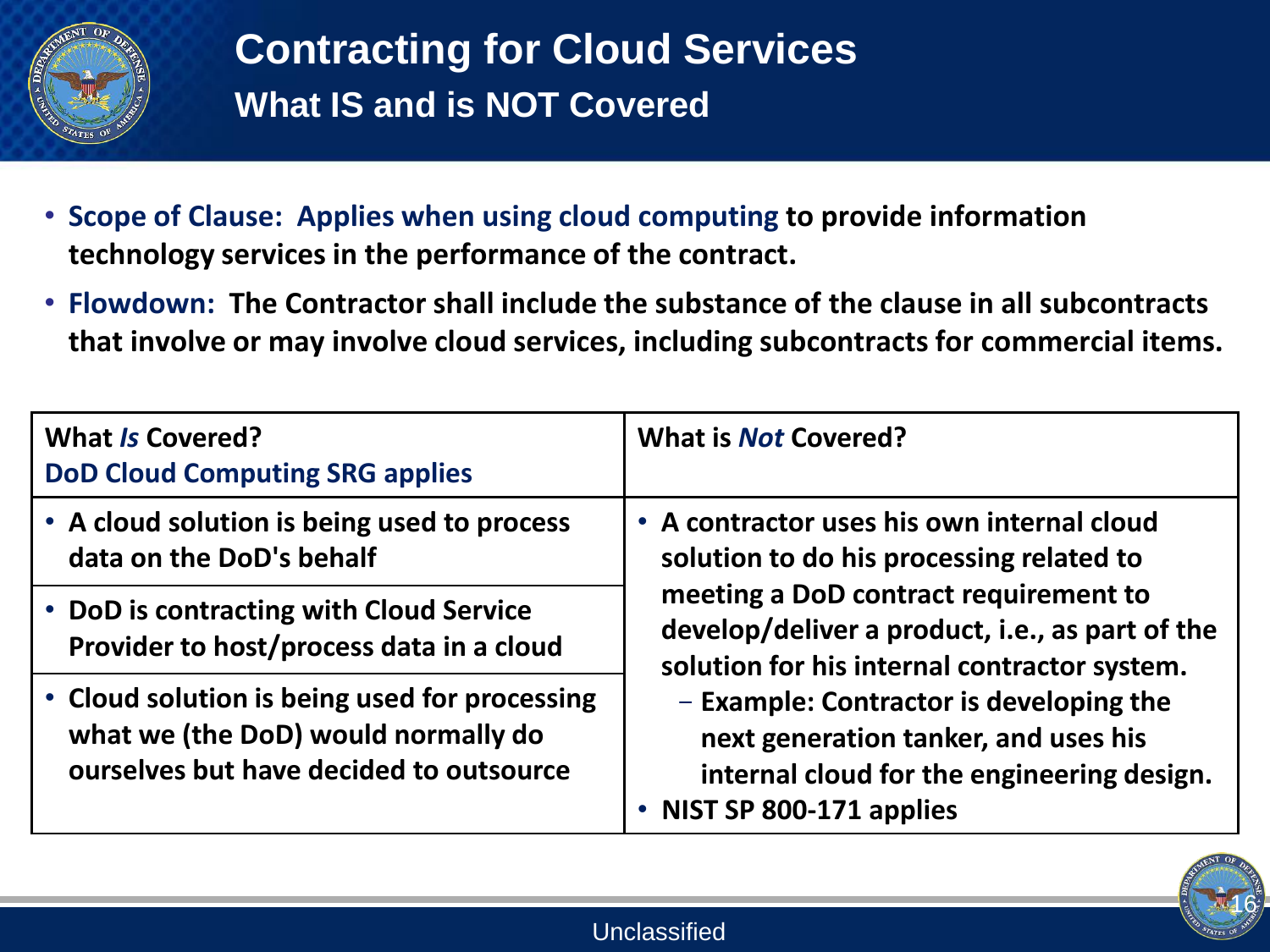# Contracting for Cloud Services

## What IS and is NOT Covered

- **Scope of Clause: Applies when using cloud computing to provide information technology services in the performance of the contract.**
- **Flowdown: The Contractor shall include the substance of the clause in all subcontracts that involve or may involve cloud services, including subcontracts for commercial items.**

| **What *Is* Covered?** **DoD Cloud Computing SRG applies** | **What is *Not* Covered?** |
|---|---|
| • **A cloud solution is being used to process data on the DoD's behalf** | • **A contractor uses his own internal cloud solution to do his processing related to meeting a DoD contract requirement to develop/deliver a product, i.e., as part of the solution for his internal contractor system.** – **Example: Contractor is developing the next generation tanker, and uses his internal cloud for the engineering design.** • **NIST SP 800-171 applies** |
| • **DoD is contracting with Cloud Service Provider to host/process data in a cloud** | |
| • **Cloud solution is being used for processing what we (the DoD) would normally do ourselves but have decided to outsource** | |

Unclassified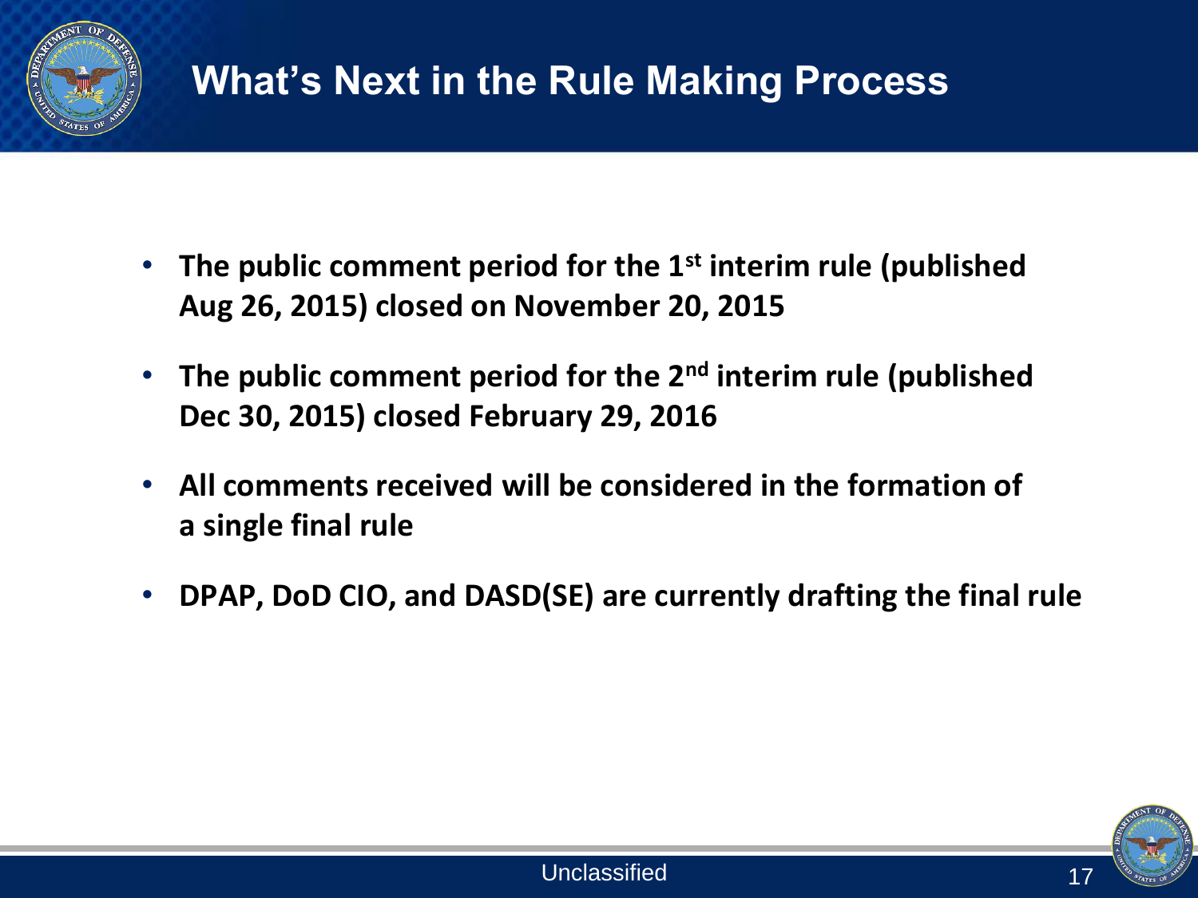# What's Next in the Rule Making Process

- **The public comment period for the 1st interim rule (published Aug 26, 2015) closed on November 20, 2015**
- **The public comment period for the 2nd interim rule (published Dec 30, 2015) closed February 29, 2016**
- **All comments received will be considered in the formation of a single final rule**
- **DPAP, DoD CIO, and DASD(SE) are currently drafting the final rule**

Unclassified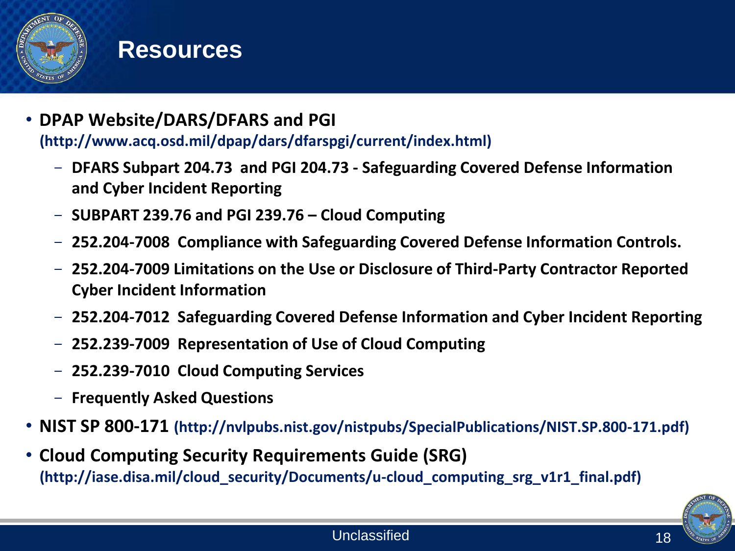# Resources

- **DPAP Website/DARS/DFARS and PGI**
  **(http://www.acq.osd.mil/dpap/dars/dfarspgi/current/index.html)**
  - **DFARS Subpart 204.73 and PGI 204.73 - Safeguarding Covered Defense Information and Cyber Incident Reporting**
  - **SUBPART 239.76 and PGI 239.76 – Cloud Computing**
  - **252.204-7008 Compliance with Safeguarding Covered Defense Information Controls.**
  - **252.204-7009 Limitations on the Use or Disclosure of Third-Party Contractor Reported Cyber Incident Information**
  - **252.204-7012 Safeguarding Covered Defense Information and Cyber Incident Reporting**
  - **252.239-7009 Representation of Use of Cloud Computing**
  - **252.239-7010 Cloud Computing Services**
  - **Frequently Asked Questions**
- **NIST SP 800-171 (http://nvlpubs.nist.gov/nistpubs/SpecialPublications/NIST.SP.800-171.pdf)**
- **Cloud Computing Security Requirements Guide (SRG)**
  **(http://iase.disa.mil/cloud_security/Documents/u-cloud_computing_srg_v1r1_final.pdf)**

Unclassified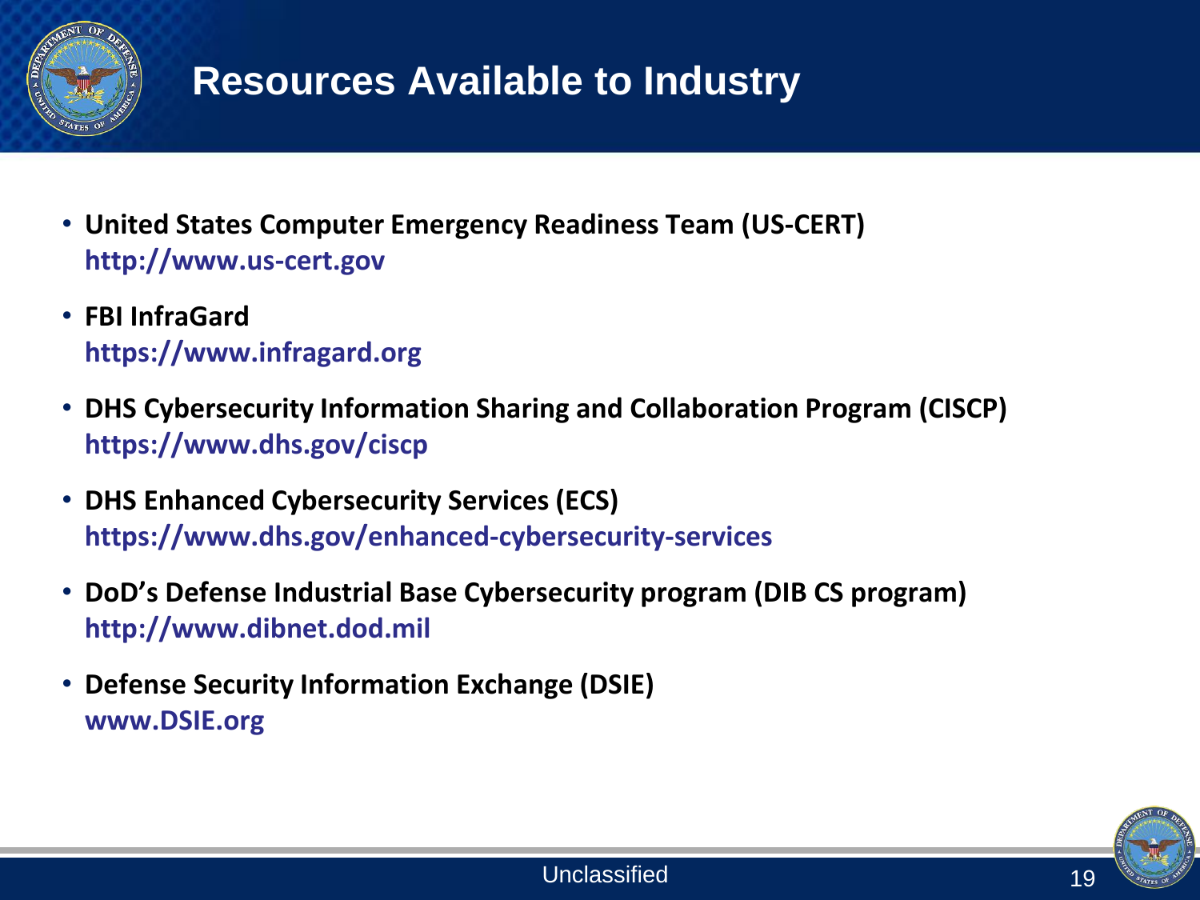# Resources Available to Industry

- **United States Computer Emergency Readiness Team (US-CERT)**
  **http://www.us-cert.gov**
- **FBI InfraGard**
  **https://www.infragard.org**
- **DHS Cybersecurity Information Sharing and Collaboration Program (CISCP)**
  **https://www.dhs.gov/ciscp**
- **DHS Enhanced Cybersecurity Services (ECS)**
  **https://www.dhs.gov/enhanced-cybersecurity-services**
- **DoD's Defense Industrial Base Cybersecurity program (DIB CS program)**
  **http://www.dibnet.dod.mil**
- **Defense Security Information Exchange (DSIE)**
  **www.DSIE.org**

Unclassified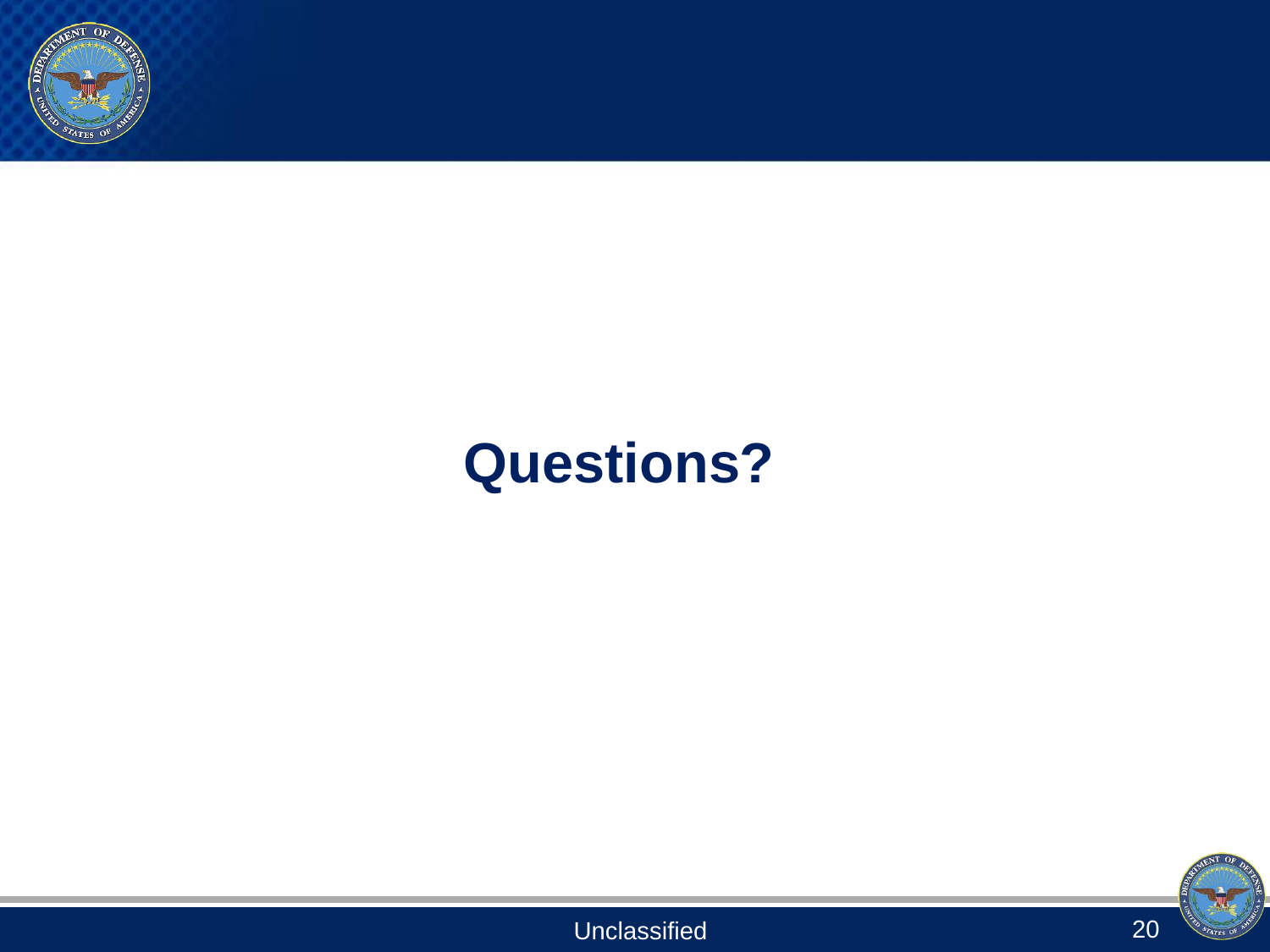# Questions?

Unclassified